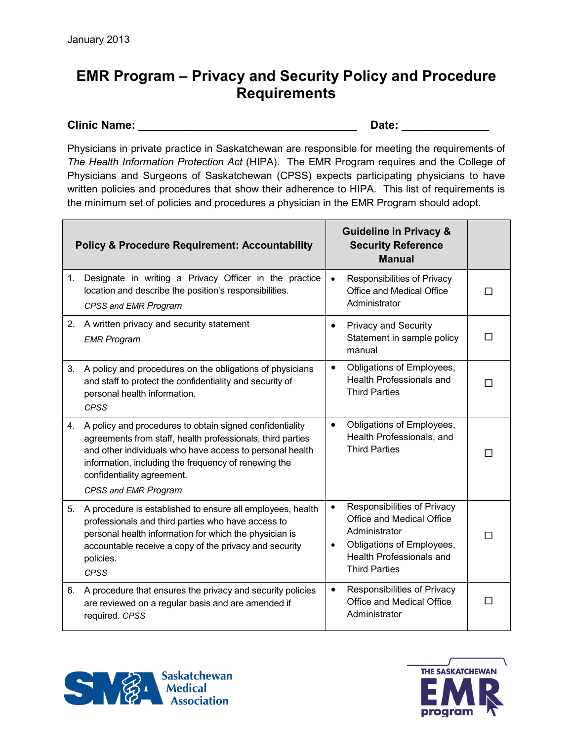January 2013

# EMR Program – Privacy and Security Policy and Procedure Requirements

**Clinic Name: \_\_\_\_\_\_\_\_\_\_\_\_\_\_\_\_\_\_\_\_\_\_\_\_\_\_\_\_\_\_\_\_\_\_\_\_ Date: \_\_\_\_\_\_\_\_\_\_\_\_\_\_**

Physicians in private practice in Saskatchewan are responsible for meeting the requirements of *The Health Information Protection Act* (HIPA). The EMR Program requires and the College of Physicians and Surgeons of Saskatchewan (CPSS) expects participating physicians to have written policies and procedures that show their adherence to HIPA. This list of requirements is the minimum set of policies and procedures a physician in the EMR Program should adopt.

| Policy & Procedure Requirement: Accountability | Guideline in Privacy & Security Reference Manual | |
|---|---|---|
| 1. Designate in writing a Privacy Officer in the practice location and describe the position's responsibilities. *CPSS and EMR Program* | • Responsibilities of Privacy Office and Medical Office Administrator | ☐ |
| 2. A written privacy and security statement *EMR Program* | • Privacy and Security Statement in sample policy manual | ☐ |
| 3. A policy and procedures on the obligations of physicians and staff to protect the confidentiality and security of personal health information. *CPSS* | • Obligations of Employees, Health Professionals and Third Parties | ☐ |
| 4. A policy and procedures to obtain signed confidentiality agreements from staff, health professionals, third parties and other individuals who have access to personal health information, including the frequency of renewing the confidentiality agreement. *CPSS and EMR Program* | • Obligations of Employees, Health Professionals, and Third Parties | ☐ |
| 5. A procedure is established to ensure all employees, health professionals and third parties who have access to personal health information for which the physician is accountable receive a copy of the privacy and security policies. *CPSS* | • Responsibilities of Privacy Office and Medical Office Administrator<br>• Obligations of Employees, Health Professionals and Third Parties | ☐ |
| 6. A procedure that ensures the privacy and security policies are reviewed on a regular basis and are amended if required. *CPSS* | • Responsibilities of Privacy Office and Medical Office Administrator | ☐ |

Saskatchewan Medical Association

THE SASKATCHEWAN EMR program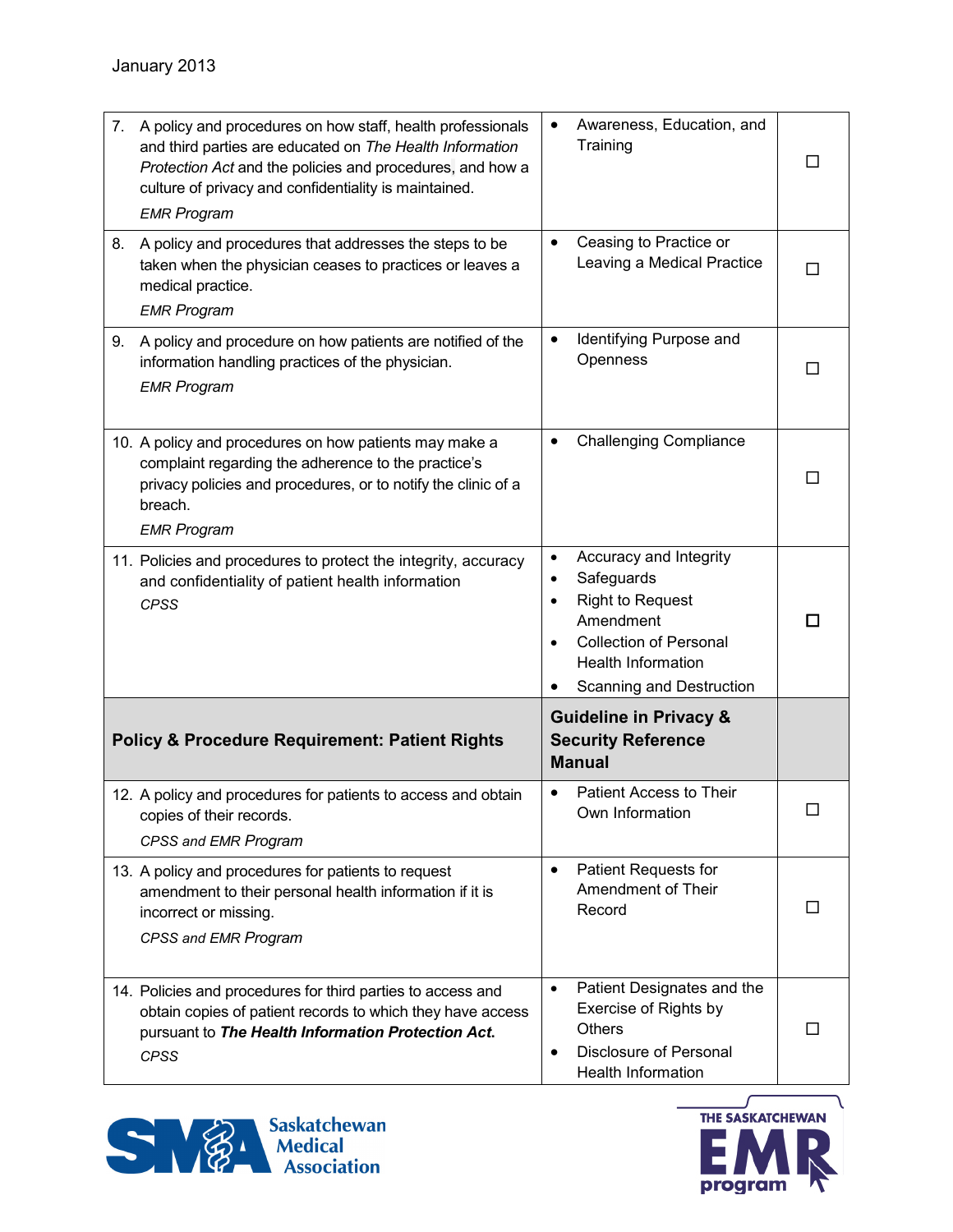| | | |
|---|---|---|
| 7. A policy and procedures on how staff, health professionals and third parties are educated on *The Health Information Protection Act* and the policies and procedures, and how a culture of privacy and confidentiality is maintained. *EMR Program* | • Awareness, Education, and Training | ☐ |
| 8. A policy and procedures that addresses the steps to be taken when the physician ceases to practices or leaves a medical practice. *EMR Program* | • Ceasing to Practice or Leaving a Medical Practice | ☐ |
| 9. A policy and procedure on how patients are notified of the information handling practices of the physician. *EMR Program* | • Identifying Purpose and Openness | ☐ |
| 10. A policy and procedures on how patients may make a complaint regarding the adherence to the practice's privacy policies and procedures, or to notify the clinic of a breach. *EMR Program* | • Challenging Compliance | ☐ |
| 11. Policies and procedures to protect the integrity, accuracy and confidentiality of patient health information *CPSS* | • Accuracy and Integrity<br>• Safeguards<br>• Right to Request Amendment<br>• Collection of Personal Health Information<br>• Scanning and Destruction | ☐ |
| **Policy & Procedure Requirement: Patient Rights** | **Guideline in Privacy & Security Reference Manual** | |
| 12. A policy and procedures for patients to access and obtain copies of their records. *CPSS and EMR Program* | • Patient Access to Their Own Information | ☐ |
| 13. A policy and procedures for patients to request amendment to their personal health information if it is incorrect or missing. *CPSS and EMR Program* | • Patient Requests for Amendment of Their Record | ☐ |
| 14. Policies and procedures for third parties to access and obtain copies of patient records to which they have access pursuant to ***The Health Information Protection Act.*** *CPSS* | • Patient Designates and the Exercise of Rights by Others<br>• Disclosure of Personal Health Information | ☐ |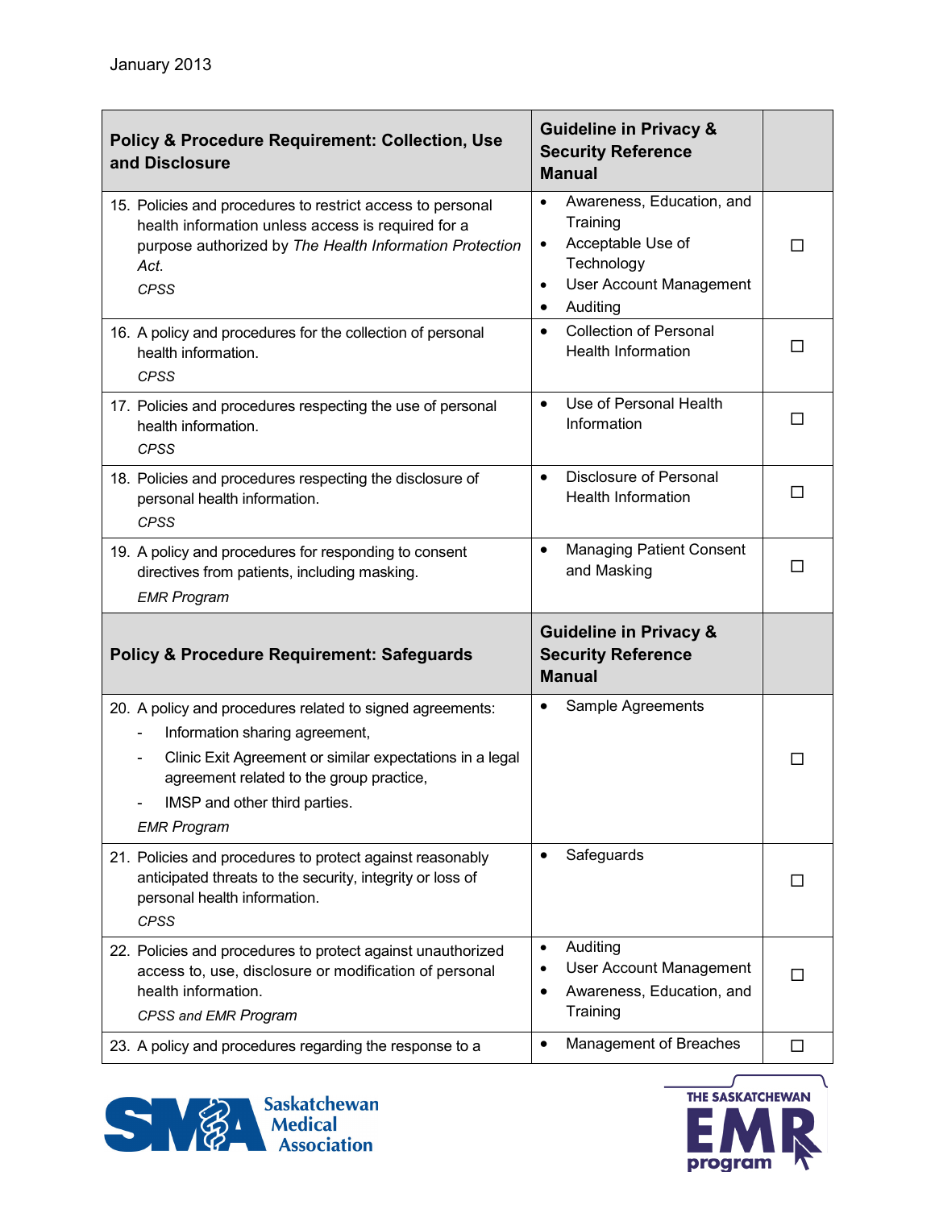January 2013

| Policy & Procedure Requirement: Collection, Use and Disclosure | Guideline in Privacy & Security Reference Manual | |
|---|---|---|
| 15. Policies and procedures to restrict access to personal health information unless access is required for a purpose authorized by *The Health Information Protection Act*.<br>*CPSS* | • Awareness, Education, and Training<br>• Acceptable Use of Technology<br>• User Account Management<br>• Auditing | ☐ |
| 16. A policy and procedures for the collection of personal health information.<br>*CPSS* | • Collection of Personal Health Information | ☐ |
| 17. Policies and procedures respecting the use of personal health information.<br>*CPSS* | • Use of Personal Health Information | ☐ |
| 18. Policies and procedures respecting the disclosure of personal health information.<br>*CPSS* | • Disclosure of Personal Health Information | ☐ |
| 19. A policy and procedures for responding to consent directives from patients, including masking.<br>*EMR Program* | • Managing Patient Consent and Masking | ☐ |
| **Policy & Procedure Requirement: Safeguards** | **Guideline in Privacy & Security Reference Manual** | |
| 20. A policy and procedures related to signed agreements:<br>- Information sharing agreement,<br>- Clinic Exit Agreement or similar expectations in a legal agreement related to the group practice,<br>- IMSP and other third parties.<br>*EMR Program* | • Sample Agreements | ☐ |
| 21. Policies and procedures to protect against reasonably anticipated threats to the security, integrity or loss of personal health information.<br>*CPSS* | • Safeguards | ☐ |
| 22. Policies and procedures to protect against unauthorized access to, use, disclosure or modification of personal health information.<br>*CPSS and EMR Program* | • Auditing<br>• User Account Management<br>• Awareness, Education, and Training | ☐ |
| 23. A policy and procedures regarding the response to a | • Management of Breaches | ☐ |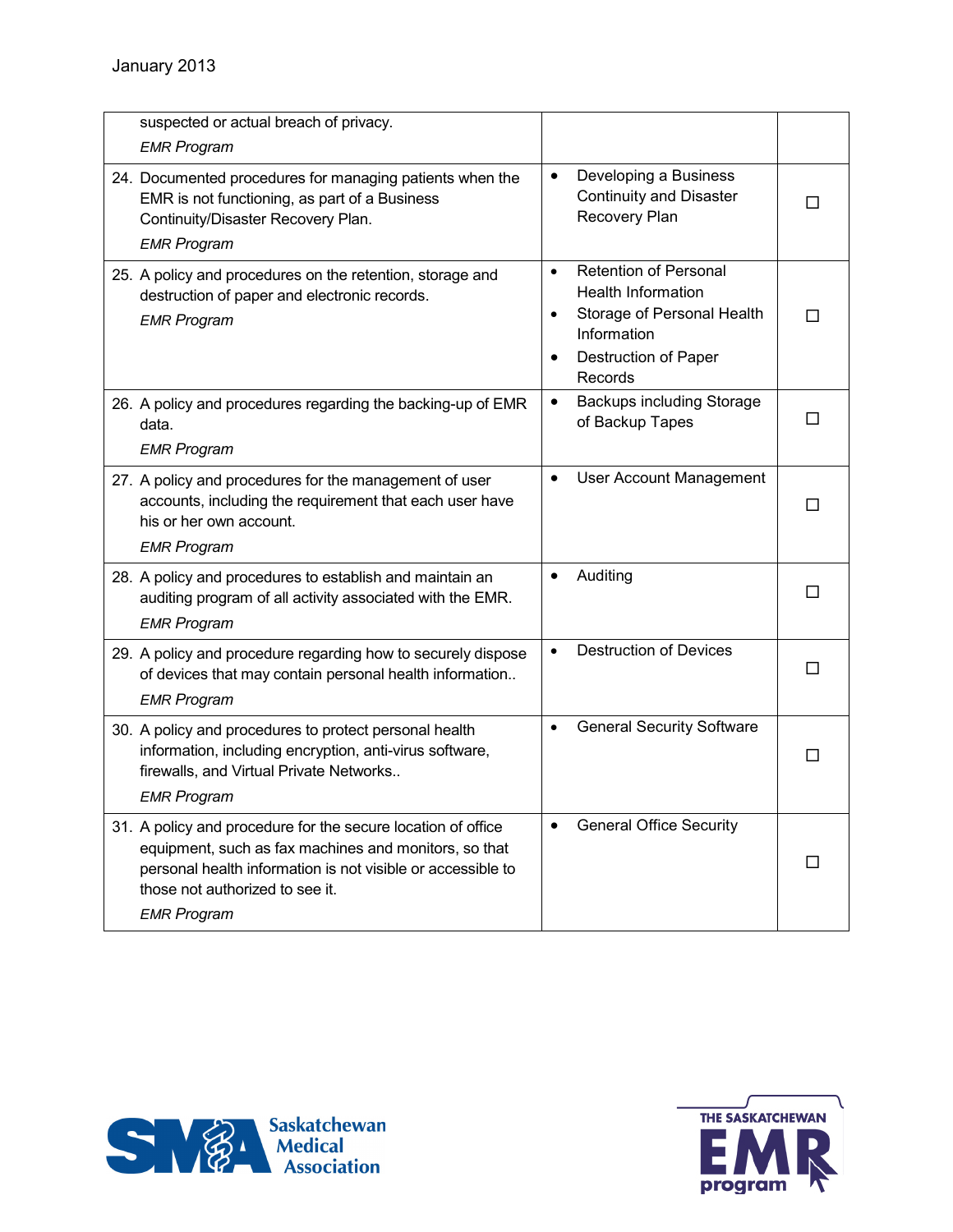| | | |
|---|---|---|
| suspected or actual breach of privacy. *EMR Program* | | |
| 24. Documented procedures for managing patients when the EMR is not functioning, as part of a Business Continuity/Disaster Recovery Plan. *EMR Program* | • Developing a Business Continuity and Disaster Recovery Plan | ☐ |
| 25. A policy and procedures on the retention, storage and destruction of paper and electronic records. *EMR Program* | • Retention of Personal Health Information<br>• Storage of Personal Health Information<br>• Destruction of Paper Records | ☐ |
| 26. A policy and procedures regarding the backing-up of EMR data. *EMR Program* | • Backups including Storage of Backup Tapes | ☐ |
| 27. A policy and procedures for the management of user accounts, including the requirement that each user have his or her own account. *EMR Program* | • User Account Management | ☐ |
| 28. A policy and procedures to establish and maintain an auditing program of all activity associated with the EMR. *EMR Program* | • Auditing | ☐ |
| 29. A policy and procedure regarding how to securely dispose of devices that may contain personal health information.. *EMR Program* | • Destruction of Devices | ☐ |
| 30. A policy and procedures to protect personal health information, including encryption, anti-virus software, firewalls, and Virtual Private Networks.. *EMR Program* | • General Security Software | ☐ |
| 31. A policy and procedure for the secure location of office equipment, such as fax machines and monitors, so that personal health information is not visible or accessible to those not authorized to see it. *EMR Program* | • General Office Security | ☐ |